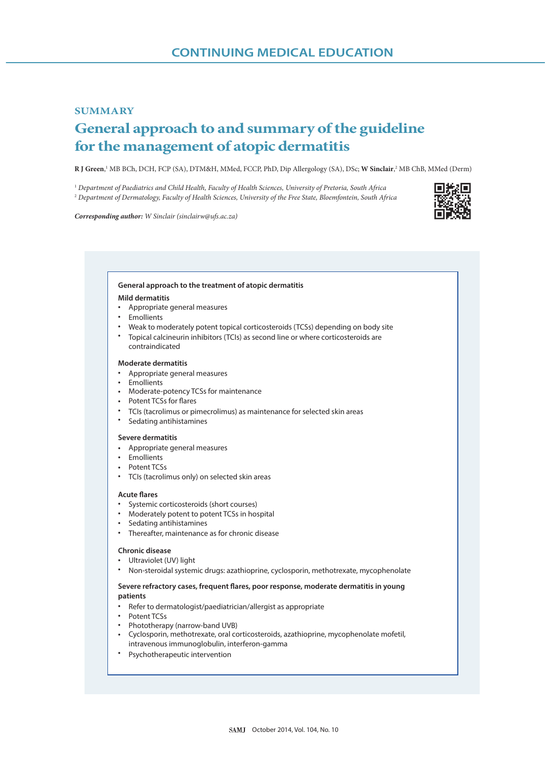**SUMMARY**

# General approach to and summary of the guideline for the management of atopic dermatitis

**R J Green**,[1] MB BCh, DCH, FCP (SA), DTM&H, MMed, FCCP, PhD, Dip Allergology (SA), DSc; **W Sinclair**,[2] MB ChB, MMed (Derm)

[1] *Department of Paediatrics and Child Health, Faculty of Health Sciences, University of Pretoria, South Africa*
[2] *Department of Dermatology, Faculty of Health Sciences, University of the Free State, Bloemfontein, South Africa*

***Corresponding author:*** *W Sinclair (sinclairw@ufs.ac.za)*

**General approach to the treatment of atopic dermatitis**

**Mild dermatitis**
- Appropriate general measures
- Emollients
- Weak to moderately potent topical corticosteroids (TCSs) depending on body site
- Topical calcineurin inhibitors (TCIs) as second line or where corticosteroids are contraindicated

**Moderate dermatitis**
- Appropriate general measures
- Emollients
- Moderate-potency TCSs for maintenance
- Potent TCSs for flares
- TCIs (tacrolimus or pimecrolimus) as maintenance for selected skin areas
- Sedating antihistamines

**Severe dermatitis**
- Appropriate general measures
- Emollients
- Potent TCSs
- TCIs (tacrolimus only) on selected skin areas

**Acute flares**
- Systemic corticosteroids (short courses)
- Moderately potent to potent TCSs in hospital
- Sedating antihistamines
- Thereafter, maintenance as for chronic disease

**Chronic disease**
- Ultraviolet (UV) light
- Non-steroidal systemic drugs: azathioprine, cyclosporin, methotrexate, mycophenolate

**Severe refractory cases, frequent flares, poor response, moderate dermatitis in young patients**
- Refer to dermatologist/paediatrician/allergist as appropriate
- Potent TCSs
- Phototherapy (narrow-band UVB)
- Cyclosporin, methotrexate, oral corticosteroids, azathioprine, mycophenolate mofetil, intravenous immunoglobulin, interferon-gamma
- Psychotherapeutic intervention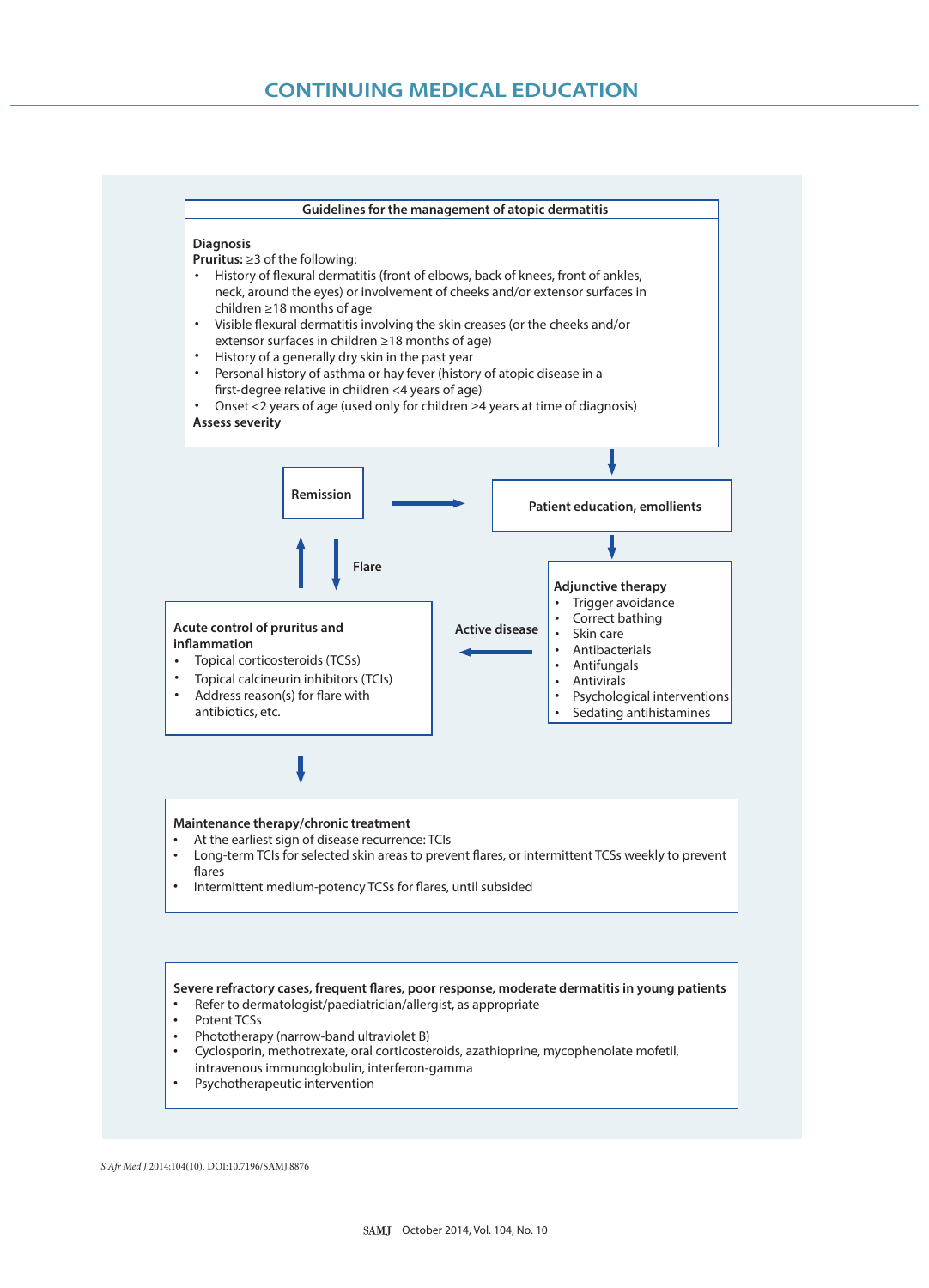**Guidelines for the management of atopic dermatitis**

**Diagnosis**

**Pruritus:** ≥3 of the following:

- History of flexural dermatitis (front of elbows, back of knees, front of ankles, neck, around the eyes) or involvement of cheeks and/or extensor surfaces in children ≥18 months of age
- Visible flexural dermatitis involving the skin creases (or the cheeks and/or extensor surfaces in children ≥18 months of age)
- History of a generally dry skin in the past year
- Personal history of asthma or hay fever (history of atopic disease in a first-degree relative in children <4 years of age)
- Onset <2 years of age (used only for children ≥4 years at time of diagnosis)

**Assess severity**

**Remission**

**Patient education, emollients**

Flare

**Adjunctive therapy**

- Trigger avoidance
- Correct bathing
- Skin care
- Antibacterials
- Antifungals
- Antivirals
- Psychological interventions
- Sedating antihistamines

**Active disease**

**Acute control of pruritus and inflammation**

- Topical corticosteroids (TCSs)
- Topical calcineurin inhibitors (TCIs)
- Address reason(s) for flare with antibiotics, etc.

**Maintenance therapy/chronic treatment**

- At the earliest sign of disease recurrence: TCIs
- Long-term TCIs for selected skin areas to prevent flares, or intermittent TCSs weekly to prevent flares
- Intermittent medium-potency TCSs for flares, until subsided

**Severe refractory cases, frequent flares, poor response, moderate dermatitis in young patients**

- Refer to dermatologist/paediatrician/allergist, as appropriate
- Potent TCSs
- Phototherapy (narrow-band ultraviolet B)
- Cyclosporin, methotrexate, oral corticosteroids, azathioprine, mycophenolate mofetil, intravenous immunoglobulin, interferon-gamma
- Psychotherapeutic intervention

*S Afr Med J* 2014;104(10). DOI:10.7196/SAMJ.8876